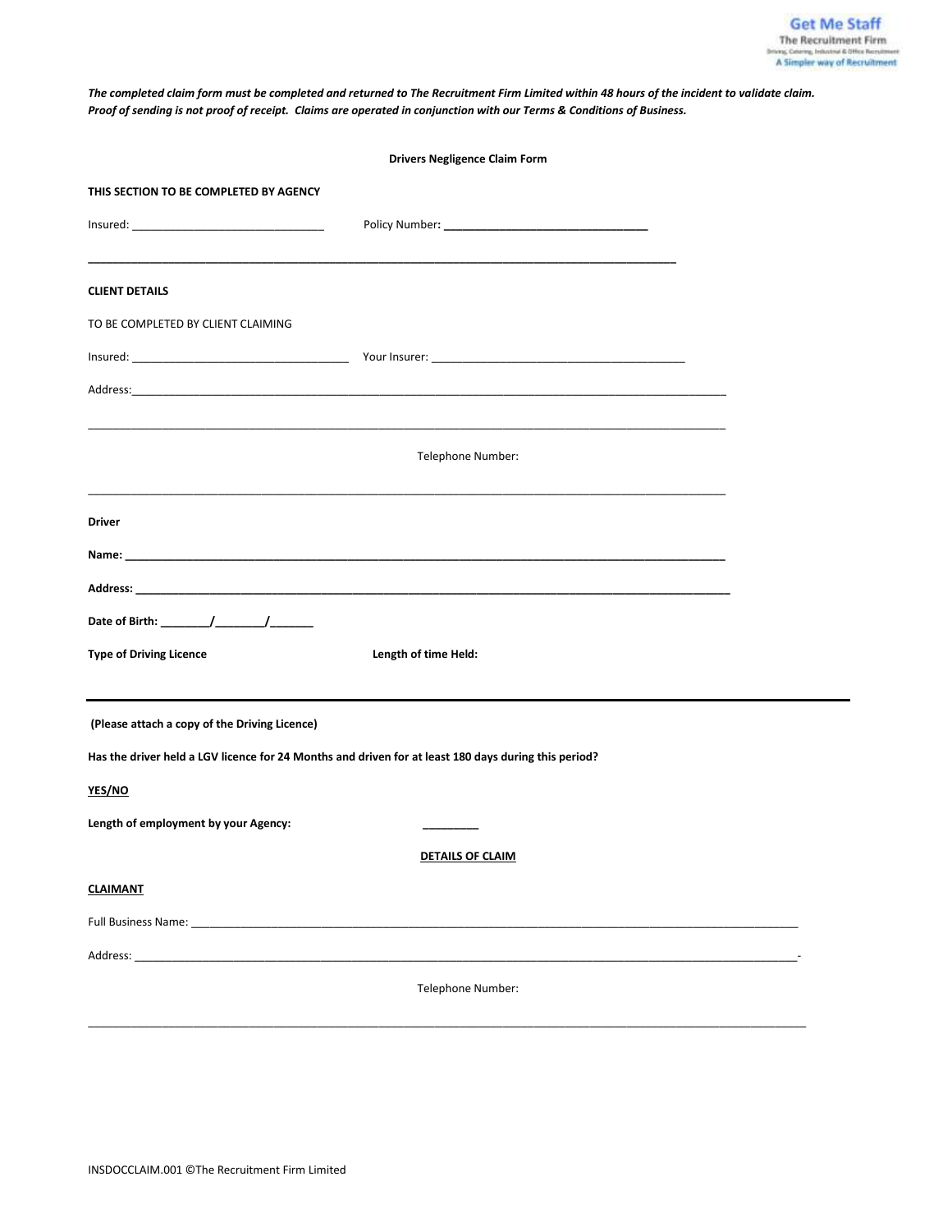Get Me Staff
The Recruitment Firm
Driving, Catering, Industrial & Office Recruitment
A Simpler way of Recruitment

***The completed claim form must be completed and returned to The Recruitment Firm Limited within 48 hours of the incident to validate claim. Proof of sending is not proof of receipt. Claims are operated in conjunction with our Terms & Conditions of Business.***

**Drivers Negligence Claim Form**

**THIS SECTION TO BE COMPLETED BY AGENCY**

Insured: ______________________________ Policy Number**: _________________________________**

**_______________________________________________________________________________________________**

**CLIENT DETAILS**

TO BE COMPLETED BY CLIENT CLAIMING

Insured: __________________________________ Your Insurer: ________________________________________

Address:___________________________________________________________________________________________

___________________________________________________________________________________________________

Telephone Number:

___________________________________________________________________________________________________

**Driver**

**Name: _______________________________________________________________________________________________**

**Address: _____________________________________________________________________________________________**

**Date of Birth: ________/________/_______**

**Type of Driving Licence** **Length of time Held:**

---

**(Please attach a copy of the Driving Licence)**

**Has the driver held a LGV licence for 24 Months and driven for at least 180 days during this period?**

**YES/NO**

**Length of employment by your Agency:** _________

**DETAILS OF CLAIM**

**CLAIMANT**

Full Business Name: ______________________________________________________________________________________________

Address: ________________________________________________________________________________________________________-

Telephone Number:

___________________________________________________________________________________________________________________

INSDOCCLAIM.001 ©The Recruitment Firm Limited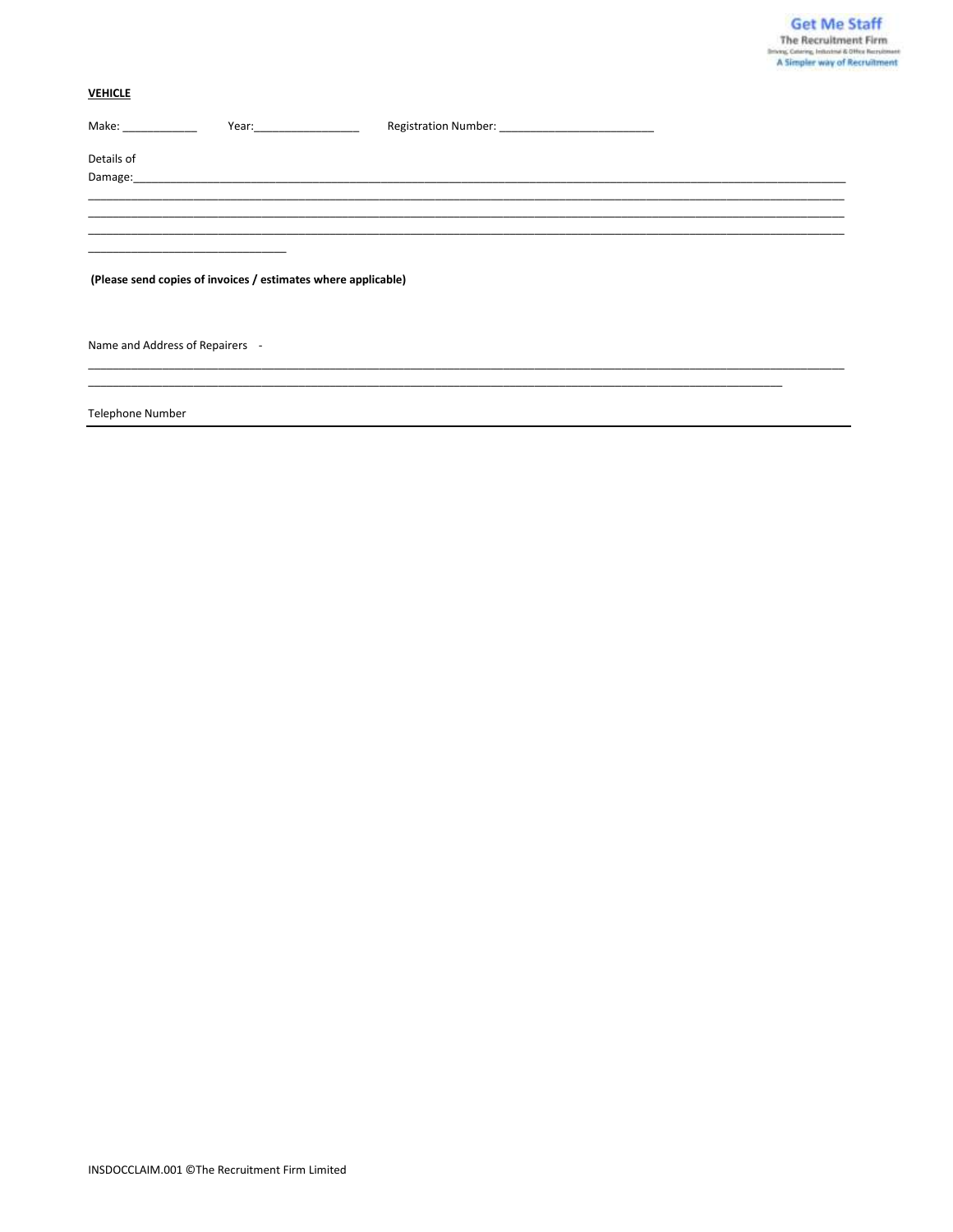**VEHICLE**

Make: ____________ Year:_________________ Registration Number: _________________________

Details of
Damage:_______________________________________________________________________________________________
______________________________________________________________________________________________________
______________________________________________________________________________________________________
______________________________________________________________________________________________________
________________________________

**(Please send copies of invoices / estimates where applicable)**

Name and Address of Repairers -
______________________________________________________________________________________________________
______________________________________________________________________________________________

Telephone Number
______________________________________________________________________________________________________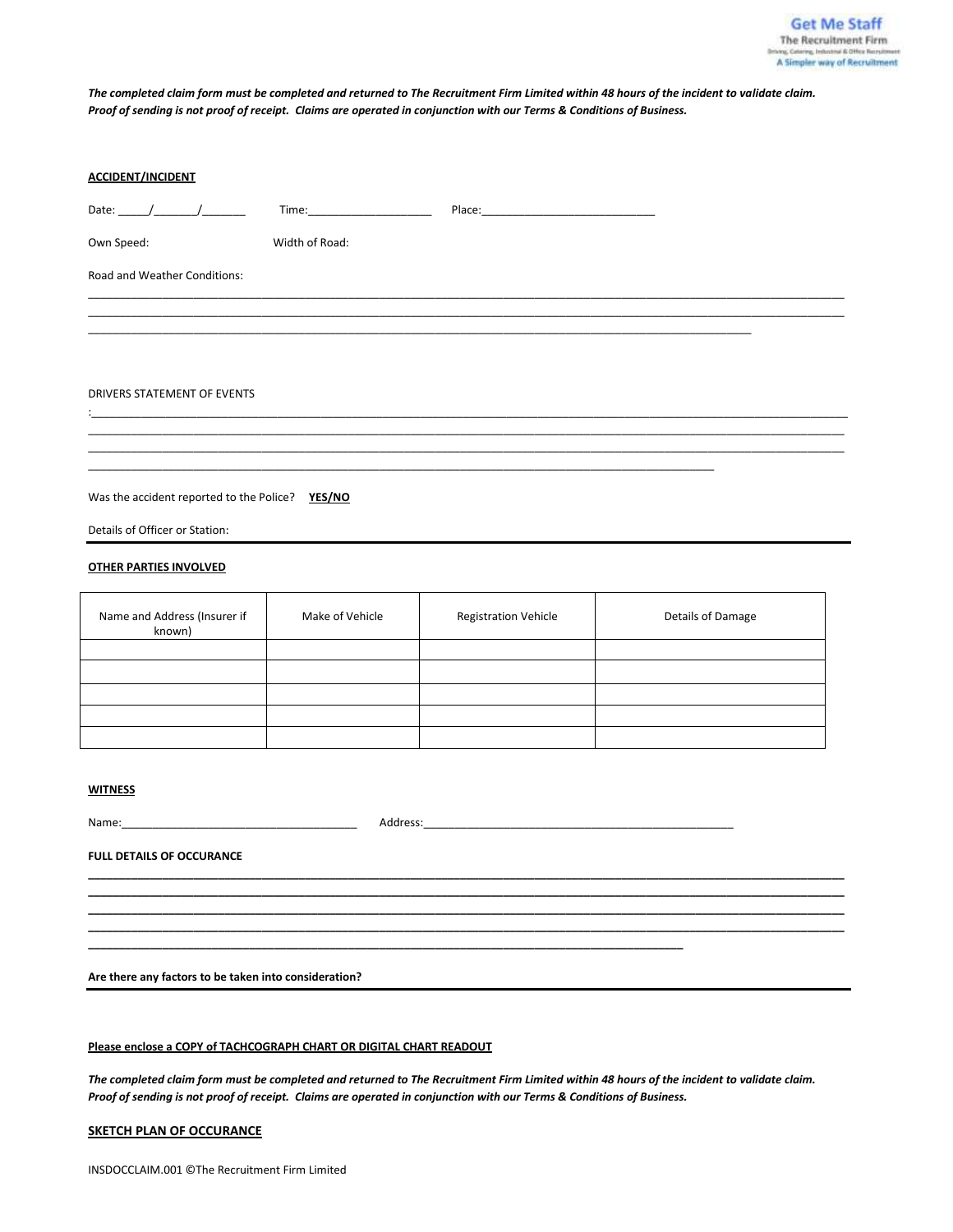*The completed claim form must be completed and returned to The Recruitment Firm Limited within 48 hours of the incident to validate claim.*
*Proof of sending is not proof of receipt. Claims are operated in conjunction with our Terms & Conditions of Business.*

**ACCIDENT/INCIDENT**

Date: _____/_______/_______ Time:____________________ Place:____________________________

Own Speed: Width of Road:

Road and Weather Conditions:

_______________________________________________________________________________________________________________

_______________________________________________________________________________________________________________

_______________________________________________________________________________________________________________

DRIVERS STATEMENT OF EVENTS

:_______________________________________________________________________________________________________________

_______________________________________________________________________________________________________________

_______________________________________________________________________________________________________________

_______________________________________________________________________________________________________________

Was the accident reported to the Police? **YES/NO**

Details of Officer or Station:

**OTHER PARTIES INVOLVED**

| Name and Address (Insurer if known) | Make of Vehicle | Registration Vehicle | Details of Damage |
|---|---|---|---|
| | | | |
| | | | |
| | | | |
| | | | |
| | | | |

**WITNESS**

Name:______________________________________ Address:___________________________________________________

**FULL DETAILS OF OCCURANCE**

_______________________________________________________________________________________________________________

_______________________________________________________________________________________________________________

_______________________________________________________________________________________________________________

_______________________________________________________________________________________________________________

_______________________________________________________________________________________________________________

**Are there any factors to be taken into consideration?**

**Please enclose a COPY of TACHCOGRAPH CHART OR DIGITAL CHART READOUT**

***The completed claim form must be completed and returned to The Recruitment Firm Limited within 48 hours of the incident to validate claim.***
***Proof of sending is not proof of receipt. Claims are operated in conjunction with our Terms & Conditions of Business.***

**SKETCH PLAN OF OCCURANCE**

INSDOCCLAIM.001 ©The Recruitment Firm Limited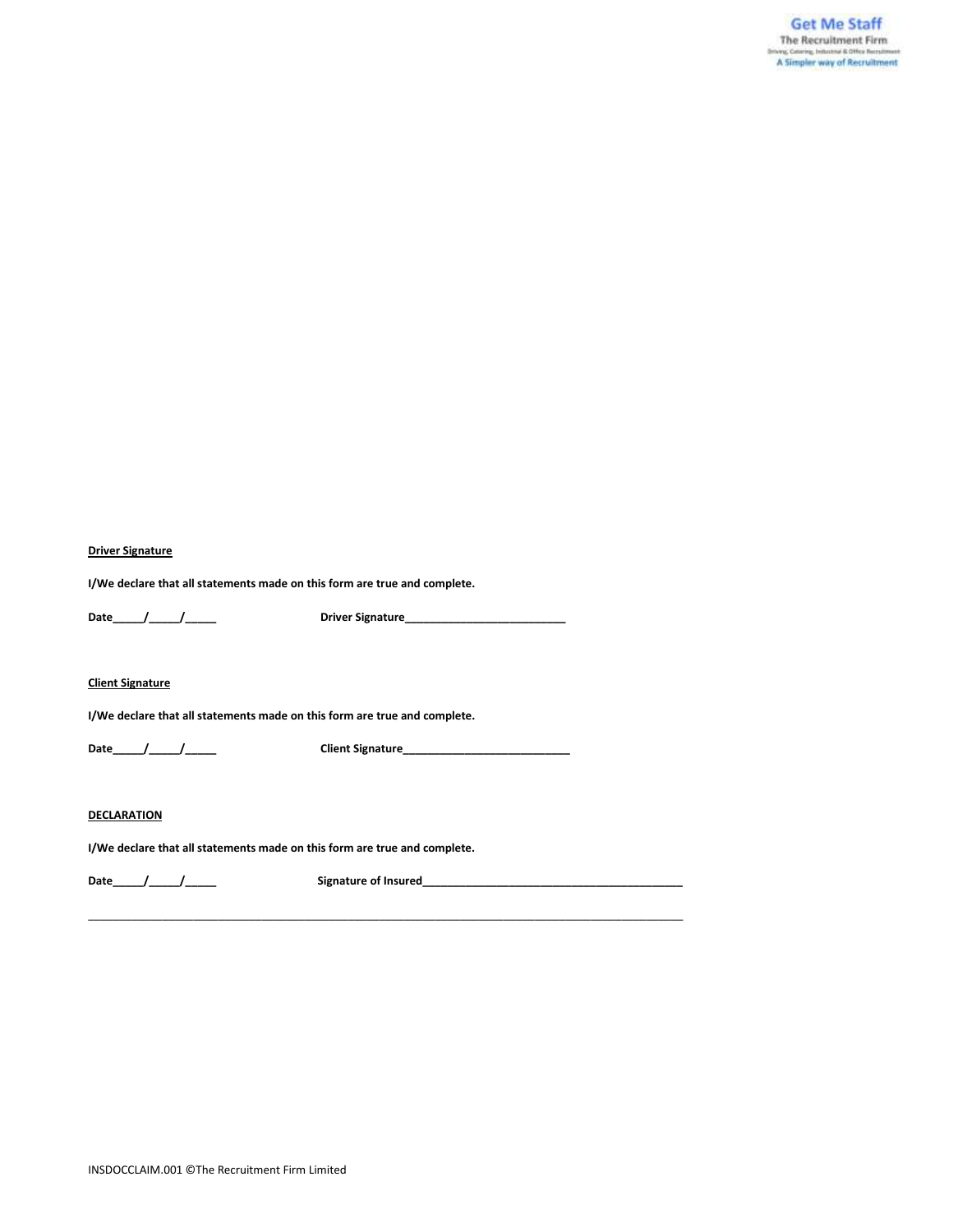**Driver Signature**

**I/We declare that all statements made on this form are true and complete.**

**Date\_\_\_\_\_/\_\_\_\_\_/\_\_\_\_\_** **Driver Signature\_\_\_\_\_\_\_\_\_\_\_\_\_\_\_\_\_\_\_\_\_\_\_\_\_\_**

**Client Signature**

**I/We declare that all statements made on this form are true and complete.**

**Date\_\_\_\_\_/\_\_\_\_\_/\_\_\_\_\_** **Client Signature\_\_\_\_\_\_\_\_\_\_\_\_\_\_\_\_\_\_\_\_\_\_\_\_\_\_\_**

**DECLARATION**

**I/We declare that all statements made on this form are true and complete.**

**Date\_\_\_\_\_/\_\_\_\_\_/\_\_\_\_\_** **Signature of Insured\_\_\_\_\_\_\_\_\_\_\_\_\_\_\_\_\_\_\_\_\_\_\_\_\_\_\_\_\_\_\_\_\_\_\_\_\_\_\_\_\_\_\_**

---

INSDOCCLAIM.001 ©The Recruitment Firm Limited